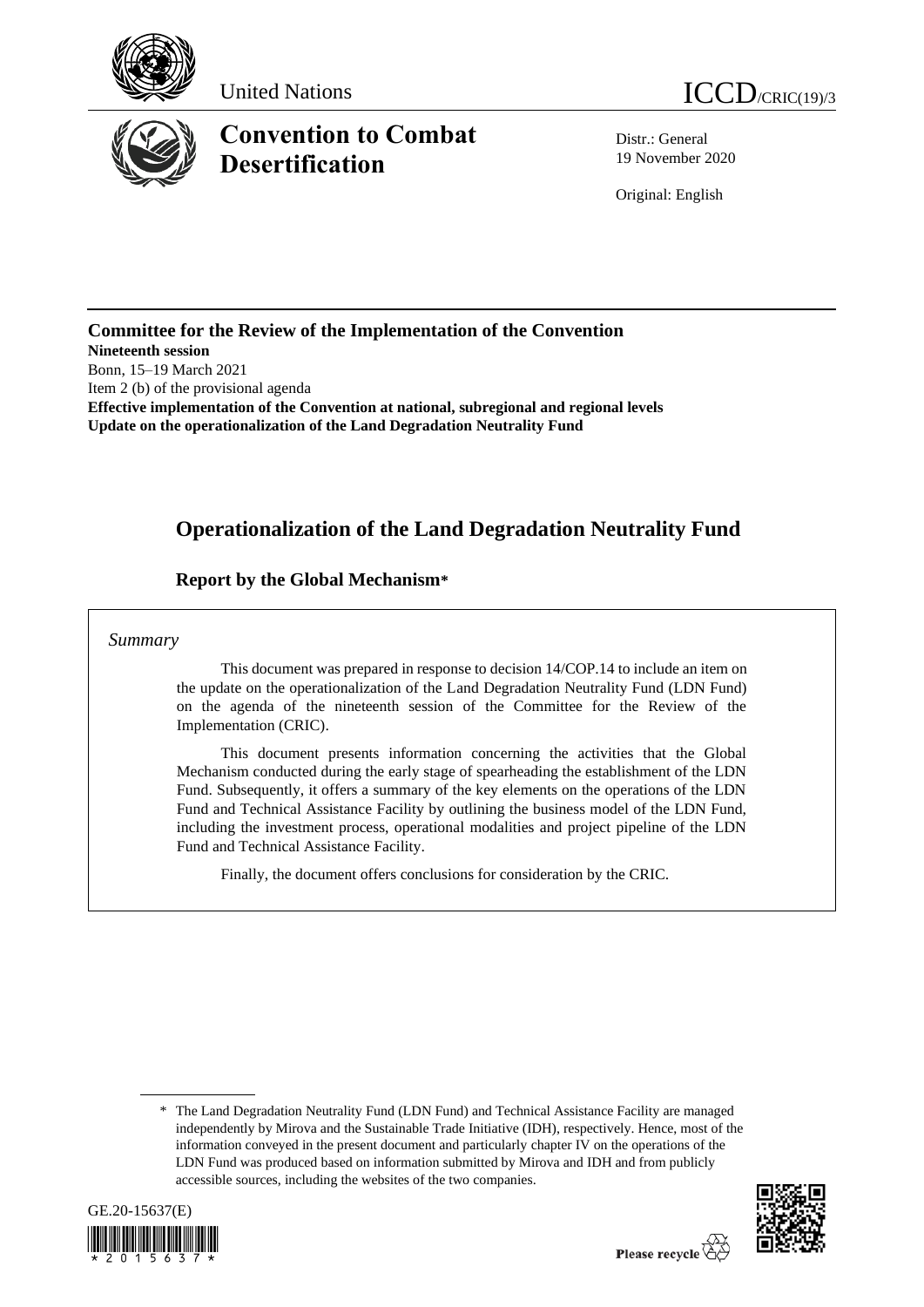United Nations

ICCD/CRIC(19)/3

# Convention to Combat Desertification

Distr.: General
19 November 2020

Original: English

**Committee for the Review of the Implementation of the Convention**
**Nineteenth session**
Bonn, 15–19 March 2021
Item 2 (b) of the provisional agenda
**Effective implementation of the Convention at national, subregional and regional levels**
**Update on the operationalization of the Land Degradation Neutrality Fund**

# Operationalization of the Land Degradation Neutrality Fund

## Report by the Global Mechanism*

*Summary*

This document was prepared in response to decision 14/COP.14 to include an item on the update on the operationalization of the Land Degradation Neutrality Fund (LDN Fund) on the agenda of the nineteenth session of the Committee for the Review of the Implementation (CRIC).

This document presents information concerning the activities that the Global Mechanism conducted during the early stage of spearheading the establishment of the LDN Fund. Subsequently, it offers a summary of the key elements on the operations of the LDN Fund and Technical Assistance Facility by outlining the business model of the LDN Fund, including the investment process, operational modalities and project pipeline of the LDN Fund and Technical Assistance Facility.

Finally, the document offers conclusions for consideration by the CRIC.

\* The Land Degradation Neutrality Fund (LDN Fund) and Technical Assistance Facility are managed independently by Mirova and the Sustainable Trade Initiative (IDH), respectively. Hence, most of the information conveyed in the present document and particularly chapter IV on the operations of the LDN Fund was produced based on information submitted by Mirova and IDH and from publicly accessible sources, including the websites of the two companies.

GE.20-15637(E)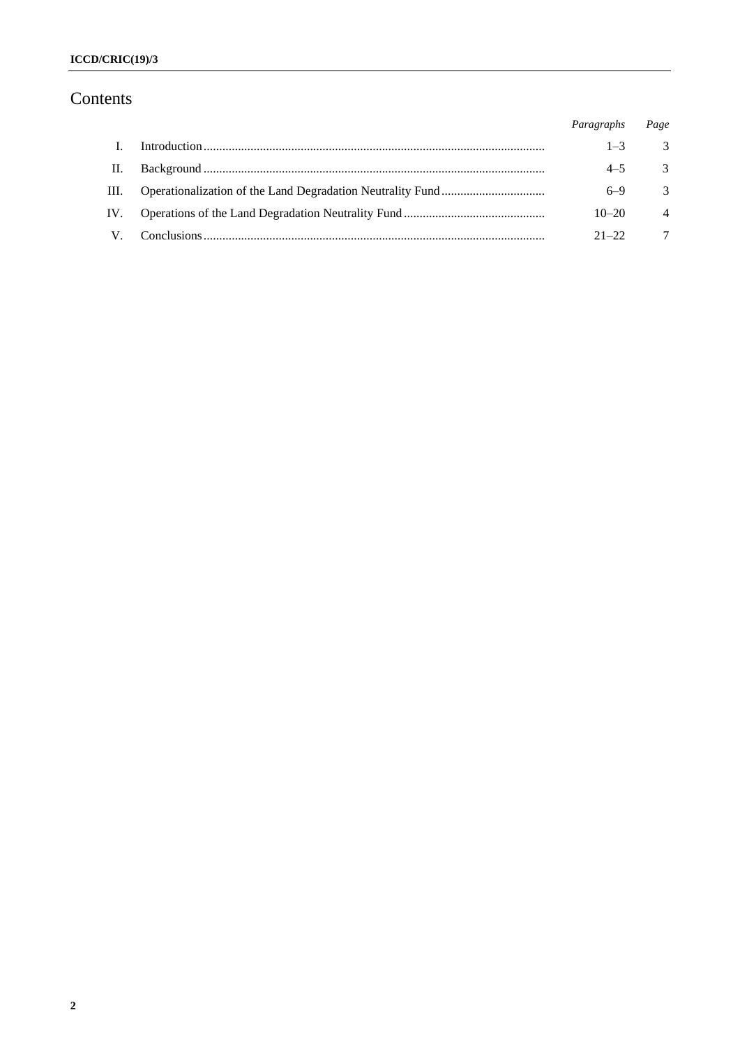# Contents

| | | Paragraphs | Page |
|---|---|---|---|
| I. | Introduction | 1–3 | 3 |
| II. | Background | 4–5 | 3 |
| III. | Operationalization of the Land Degradation Neutrality Fund | 6–9 | 3 |
| IV. | Operations of the Land Degradation Neutrality Fund | 10–20 | 4 |
| V. | Conclusions | 21–22 | 7 |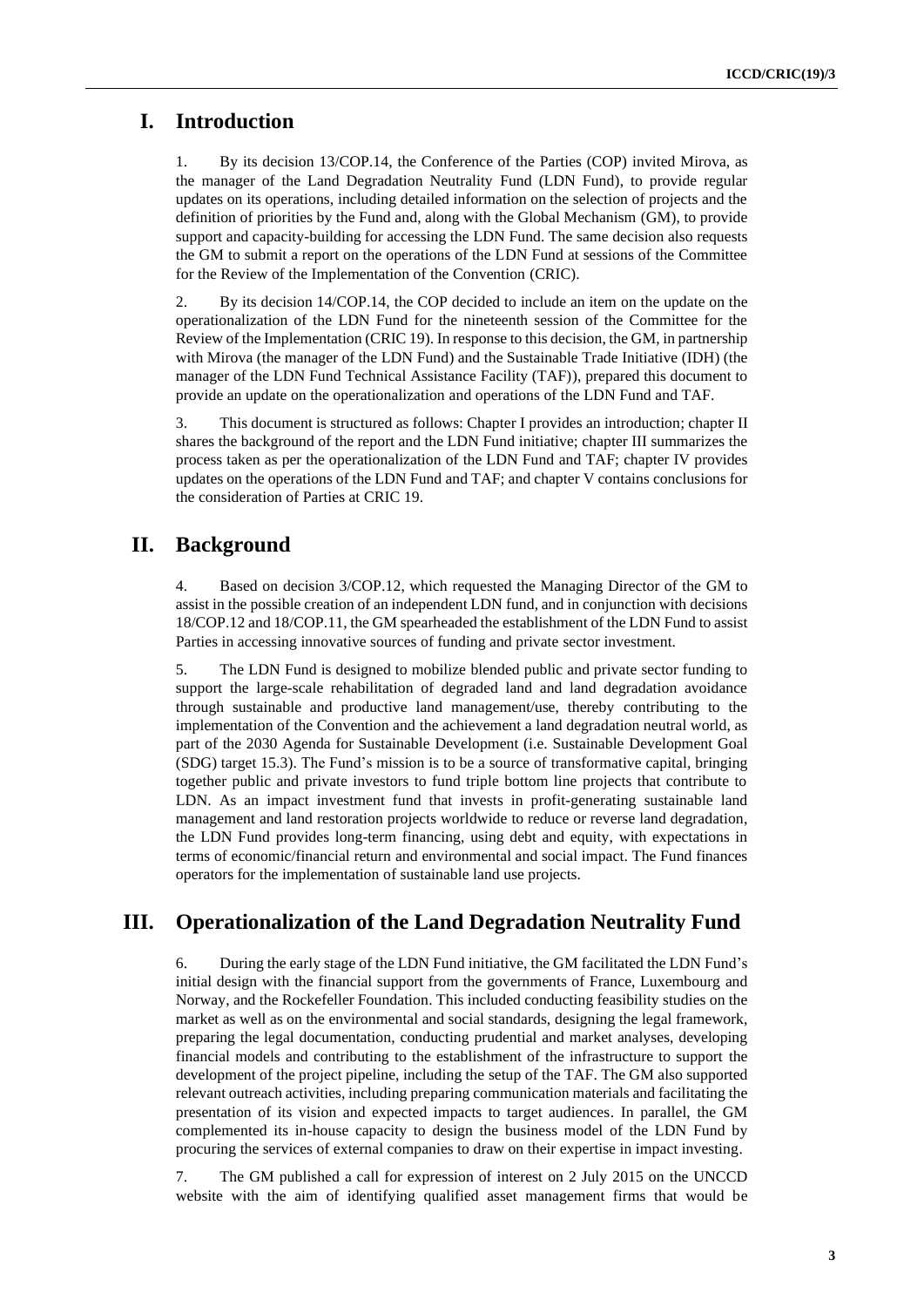# I. Introduction

1. By its decision 13/COP.14, the Conference of the Parties (COP) invited Mirova, as the manager of the Land Degradation Neutrality Fund (LDN Fund), to provide regular updates on its operations, including detailed information on the selection of projects and the definition of priorities by the Fund and, along with the Global Mechanism (GM), to provide support and capacity-building for accessing the LDN Fund. The same decision also requests the GM to submit a report on the operations of the LDN Fund at sessions of the Committee for the Review of the Implementation of the Convention (CRIC).

2. By its decision 14/COP.14, the COP decided to include an item on the update on the operationalization of the LDN Fund for the nineteenth session of the Committee for the Review of the Implementation (CRIC 19). In response to this decision, the GM, in partnership with Mirova (the manager of the LDN Fund) and the Sustainable Trade Initiative (IDH) (the manager of the LDN Fund Technical Assistance Facility (TAF)), prepared this document to provide an update on the operationalization and operations of the LDN Fund and TAF.

3. This document is structured as follows: Chapter I provides an introduction; chapter II shares the background of the report and the LDN Fund initiative; chapter III summarizes the process taken as per the operationalization of the LDN Fund and TAF; chapter IV provides updates on the operations of the LDN Fund and TAF; and chapter V contains conclusions for the consideration of Parties at CRIC 19.

# II. Background

4. Based on decision 3/COP.12, which requested the Managing Director of the GM to assist in the possible creation of an independent LDN fund, and in conjunction with decisions 18/COP.12 and 18/COP.11, the GM spearheaded the establishment of the LDN Fund to assist Parties in accessing innovative sources of funding and private sector investment.

5. The LDN Fund is designed to mobilize blended public and private sector funding to support the large-scale rehabilitation of degraded land and land degradation avoidance through sustainable and productive land management/use, thereby contributing to the implementation of the Convention and the achievement a land degradation neutral world, as part of the 2030 Agenda for Sustainable Development (i.e. Sustainable Development Goal (SDG) target 15.3). The Fund's mission is to be a source of transformative capital, bringing together public and private investors to fund triple bottom line projects that contribute to LDN. As an impact investment fund that invests in profit-generating sustainable land management and land restoration projects worldwide to reduce or reverse land degradation, the LDN Fund provides long-term financing, using debt and equity, with expectations in terms of economic/financial return and environmental and social impact. The Fund finances operators for the implementation of sustainable land use projects.

# III. Operationalization of the Land Degradation Neutrality Fund

6. During the early stage of the LDN Fund initiative, the GM facilitated the LDN Fund's initial design with the financial support from the governments of France, Luxembourg and Norway, and the Rockefeller Foundation. This included conducting feasibility studies on the market as well as on the environmental and social standards, designing the legal framework, preparing the legal documentation, conducting prudential and market analyses, developing financial models and contributing to the establishment of the infrastructure to support the development of the project pipeline, including the setup of the TAF. The GM also supported relevant outreach activities, including preparing communication materials and facilitating the presentation of its vision and expected impacts to target audiences. In parallel, the GM complemented its in-house capacity to design the business model of the LDN Fund by procuring the services of external companies to draw on their expertise in impact investing.

7. The GM published a call for expression of interest on 2 July 2015 on the UNCCD website with the aim of identifying qualified asset management firms that would be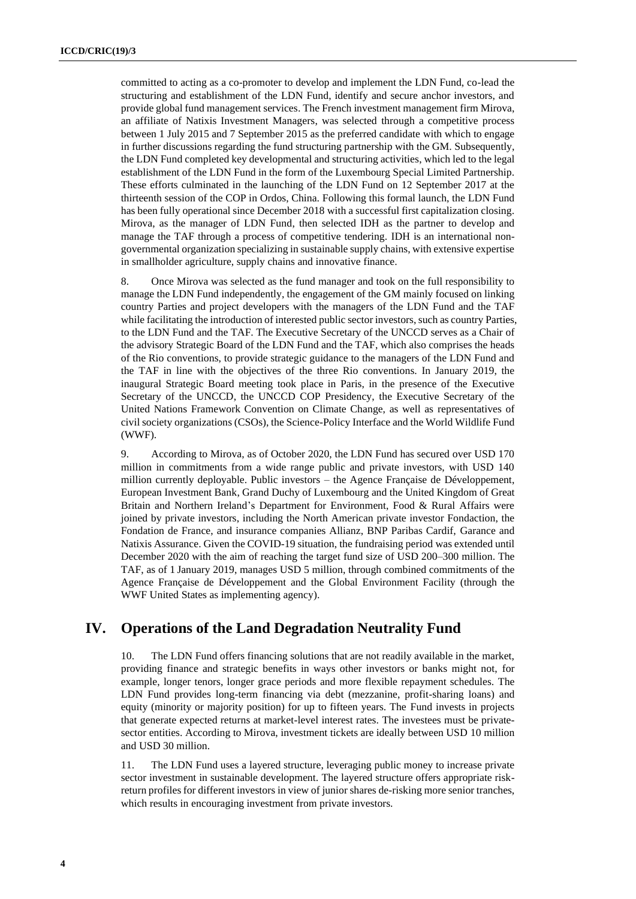committed to acting as a co-promoter to develop and implement the LDN Fund, co-lead the structuring and establishment of the LDN Fund, identify and secure anchor investors, and provide global fund management services. The French investment management firm Mirova, an affiliate of Natixis Investment Managers, was selected through a competitive process between 1 July 2015 and 7 September 2015 as the preferred candidate with which to engage in further discussions regarding the fund structuring partnership with the GM. Subsequently, the LDN Fund completed key developmental and structuring activities, which led to the legal establishment of the LDN Fund in the form of the Luxembourg Special Limited Partnership. These efforts culminated in the launching of the LDN Fund on 12 September 2017 at the thirteenth session of the COP in Ordos, China. Following this formal launch, the LDN Fund has been fully operational since December 2018 with a successful first capitalization closing. Mirova, as the manager of LDN Fund, then selected IDH as the partner to develop and manage the TAF through a process of competitive tendering. IDH is an international non-governmental organization specializing in sustainable supply chains, with extensive expertise in smallholder agriculture, supply chains and innovative finance.

8. Once Mirova was selected as the fund manager and took on the full responsibility to manage the LDN Fund independently, the engagement of the GM mainly focused on linking country Parties and project developers with the managers of the LDN Fund and the TAF while facilitating the introduction of interested public sector investors, such as country Parties, to the LDN Fund and the TAF. The Executive Secretary of the UNCCD serves as a Chair of the advisory Strategic Board of the LDN Fund and the TAF, which also comprises the heads of the Rio conventions, to provide strategic guidance to the managers of the LDN Fund and the TAF in line with the objectives of the three Rio conventions. In January 2019, the inaugural Strategic Board meeting took place in Paris, in the presence of the Executive Secretary of the UNCCD, the UNCCD COP Presidency, the Executive Secretary of the United Nations Framework Convention on Climate Change, as well as representatives of civil society organizations (CSOs), the Science-Policy Interface and the World Wildlife Fund (WWF).

9. According to Mirova, as of October 2020, the LDN Fund has secured over USD 170 million in commitments from a wide range public and private investors, with USD 140 million currently deployable. Public investors – the Agence Française de Développement, European Investment Bank, Grand Duchy of Luxembourg and the United Kingdom of Great Britain and Northern Ireland's Department for Environment, Food & Rural Affairs were joined by private investors, including the North American private investor Fondaction, the Fondation de France, and insurance companies Allianz, BNP Paribas Cardif, Garance and Natixis Assurance. Given the COVID-19 situation, the fundraising period was extended until December 2020 with the aim of reaching the target fund size of USD 200–300 million. The TAF, as of 1 January 2019, manages USD 5 million, through combined commitments of the Agence Française de Développement and the Global Environment Facility (through the WWF United States as implementing agency).

## IV. Operations of the Land Degradation Neutrality Fund

10. The LDN Fund offers financing solutions that are not readily available in the market, providing finance and strategic benefits in ways other investors or banks might not, for example, longer tenors, longer grace periods and more flexible repayment schedules. The LDN Fund provides long-term financing via debt (mezzanine, profit-sharing loans) and equity (minority or majority position) for up to fifteen years. The Fund invests in projects that generate expected returns at market-level interest rates. The investees must be private-sector entities. According to Mirova, investment tickets are ideally between USD 10 million and USD 30 million.

11. The LDN Fund uses a layered structure, leveraging public money to increase private sector investment in sustainable development. The layered structure offers appropriate risk-return profiles for different investors in view of junior shares de-risking more senior tranches, which results in encouraging investment from private investors.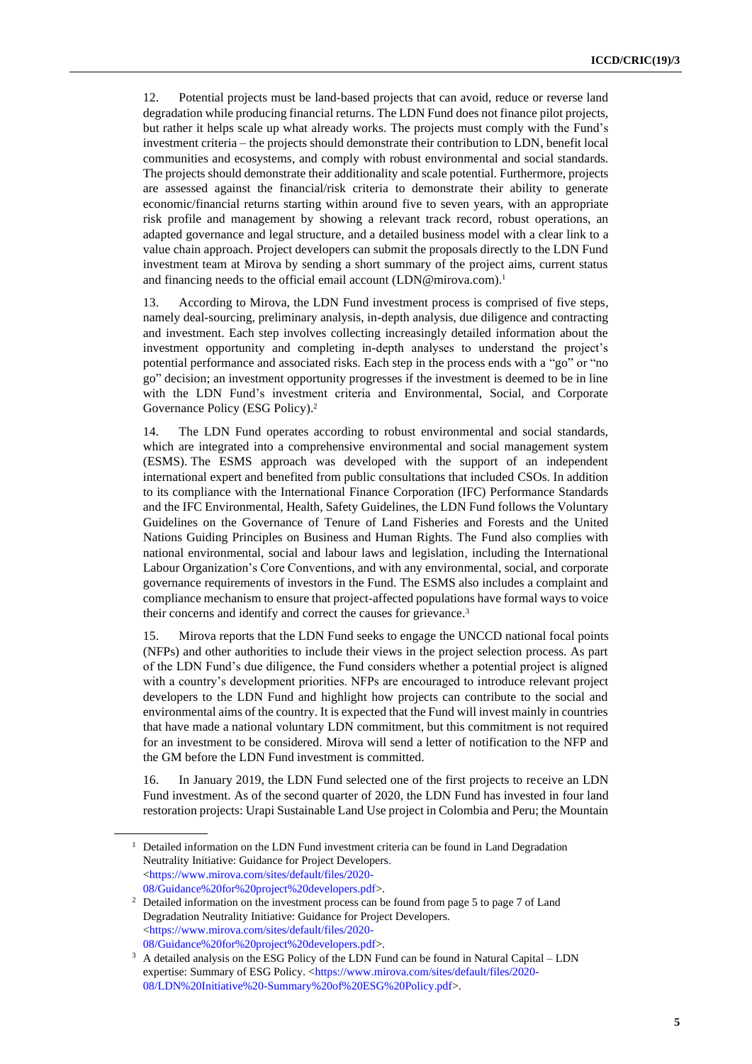12. Potential projects must be land-based projects that can avoid, reduce or reverse land degradation while producing financial returns. The LDN Fund does not finance pilot projects, but rather it helps scale up what already works. The projects must comply with the Fund's investment criteria – the projects should demonstrate their contribution to LDN, benefit local communities and ecosystems, and comply with robust environmental and social standards. The projects should demonstrate their additionality and scale potential. Furthermore, projects are assessed against the financial/risk criteria to demonstrate their ability to generate economic/financial returns starting within around five to seven years, with an appropriate risk profile and management by showing a relevant track record, robust operations, an adapted governance and legal structure, and a detailed business model with a clear link to a value chain approach. Project developers can submit the proposals directly to the LDN Fund investment team at Mirova by sending a short summary of the project aims, current status and financing needs to the official email account (LDN@mirova.com).[1]

13. According to Mirova, the LDN Fund investment process is comprised of five steps, namely deal-sourcing, preliminary analysis, in-depth analysis, due diligence and contracting and investment. Each step involves collecting increasingly detailed information about the investment opportunity and completing in-depth analyses to understand the project's potential performance and associated risks. Each step in the process ends with a "go" or "no go" decision; an investment opportunity progresses if the investment is deemed to be in line with the LDN Fund's investment criteria and Environmental, Social, and Corporate Governance Policy (ESG Policy).[2]

14. The LDN Fund operates according to robust environmental and social standards, which are integrated into a comprehensive environmental and social management system (ESMS). The ESMS approach was developed with the support of an independent international expert and benefited from public consultations that included CSOs. In addition to its compliance with the International Finance Corporation (IFC) Performance Standards and the IFC Environmental, Health, Safety Guidelines, the LDN Fund follows the Voluntary Guidelines on the Governance of Tenure of Land Fisheries and Forests and the United Nations Guiding Principles on Business and Human Rights. The Fund also complies with national environmental, social and labour laws and legislation, including the International Labour Organization's Core Conventions, and with any environmental, social, and corporate governance requirements of investors in the Fund. The ESMS also includes a complaint and compliance mechanism to ensure that project-affected populations have formal ways to voice their concerns and identify and correct the causes for grievance.[3]

15. Mirova reports that the LDN Fund seeks to engage the UNCCD national focal points (NFPs) and other authorities to include their views in the project selection process. As part of the LDN Fund's due diligence, the Fund considers whether a potential project is aligned with a country's development priorities. NFPs are encouraged to introduce relevant project developers to the LDN Fund and highlight how projects can contribute to the social and environmental aims of the country. It is expected that the Fund will invest mainly in countries that have made a national voluntary LDN commitment, but this commitment is not required for an investment to be considered. Mirova will send a letter of notification to the NFP and the GM before the LDN Fund investment is committed.

16. In January 2019, the LDN Fund selected one of the first projects to receive an LDN Fund investment. As of the second quarter of 2020, the LDN Fund has invested in four land restoration projects: Urapi Sustainable Land Use project in Colombia and Peru; the Mountain

---

[1] Detailed information on the LDN Fund investment criteria can be found in Land Degradation Neutrality Initiative: Guidance for Project Developers. <https://www.mirova.com/sites/default/files/2020-08/Guidance%20for%20project%20developers.pdf>.

[2] Detailed information on the investment process can be found from page 5 to page 7 of Land Degradation Neutrality Initiative: Guidance for Project Developers. <https://www.mirova.com/sites/default/files/2020-08/Guidance%20for%20project%20developers.pdf>.

[3] A detailed analysis on the ESG Policy of the LDN Fund can be found in Natural Capital – LDN expertise: Summary of ESG Policy. <https://www.mirova.com/sites/default/files/2020-08/LDN%20Initiative%20-Summary%20of%20ESG%20Policy.pdf>.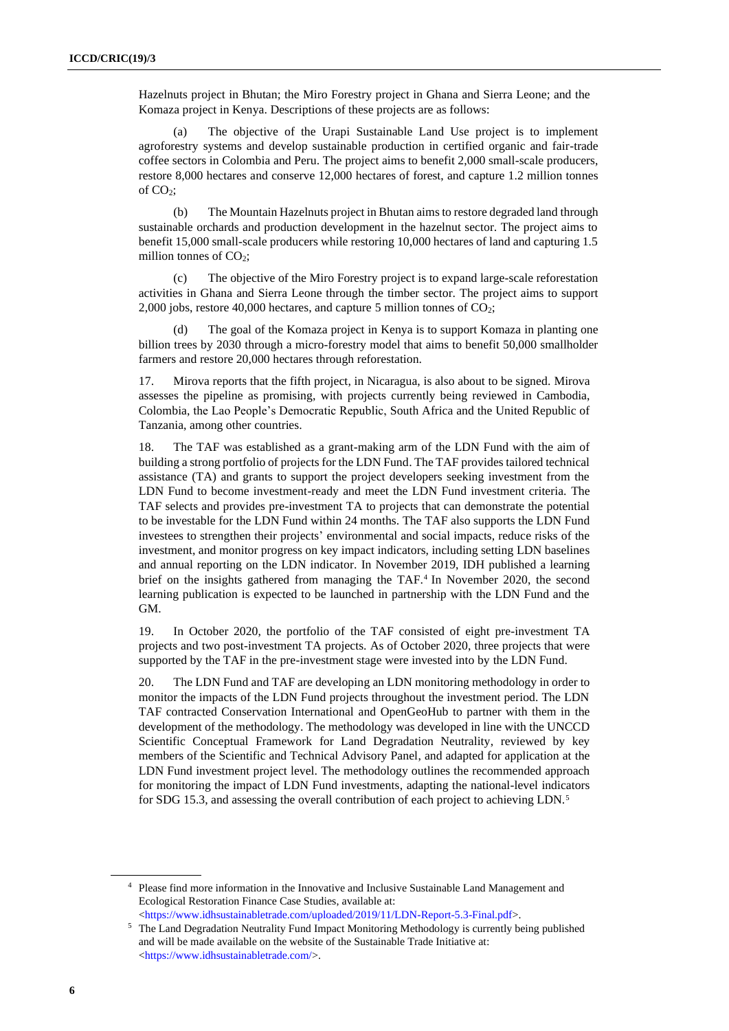Hazelnuts project in Bhutan; the Miro Forestry project in Ghana and Sierra Leone; and the Komaza project in Kenya. Descriptions of these projects are as follows:

(a) The objective of the Urapi Sustainable Land Use project is to implement agroforestry systems and develop sustainable production in certified organic and fair-trade coffee sectors in Colombia and Peru. The project aims to benefit 2,000 small-scale producers, restore 8,000 hectares and conserve 12,000 hectares of forest, and capture 1.2 million tonnes of $CO_2$;

(b) The Mountain Hazelnuts project in Bhutan aims to restore degraded land through sustainable orchards and production development in the hazelnut sector. The project aims to benefit 15,000 small-scale producers while restoring 10,000 hectares of land and capturing 1.5 million tonnes of $CO_2$;

(c) The objective of the Miro Forestry project is to expand large-scale reforestation activities in Ghana and Sierra Leone through the timber sector. The project aims to support 2,000 jobs, restore 40,000 hectares, and capture 5 million tonnes of $CO_2$;

(d) The goal of the Komaza project in Kenya is to support Komaza in planting one billion trees by 2030 through a micro-forestry model that aims to benefit 50,000 smallholder farmers and restore 20,000 hectares through reforestation.

17. Mirova reports that the fifth project, in Nicaragua, is also about to be signed. Mirova assesses the pipeline as promising, with projects currently being reviewed in Cambodia, Colombia, the Lao People's Democratic Republic, South Africa and the United Republic of Tanzania, among other countries.

18. The TAF was established as a grant-making arm of the LDN Fund with the aim of building a strong portfolio of projects for the LDN Fund. The TAF provides tailored technical assistance (TA) and grants to support the project developers seeking investment from the LDN Fund to become investment-ready and meet the LDN Fund investment criteria. The TAF selects and provides pre-investment TA to projects that can demonstrate the potential to be investable for the LDN Fund within 24 months. The TAF also supports the LDN Fund investees to strengthen their projects' environmental and social impacts, reduce risks of the investment, and monitor progress on key impact indicators, including setting LDN baselines and annual reporting on the LDN indicator. In November 2019, IDH published a learning brief on the insights gathered from managing the TAF.[4] In November 2020, the second learning publication is expected to be launched in partnership with the LDN Fund and the GM.

19. In October 2020, the portfolio of the TAF consisted of eight pre-investment TA projects and two post-investment TA projects. As of October 2020, three projects that were supported by the TAF in the pre-investment stage were invested into by the LDN Fund.

20. The LDN Fund and TAF are developing an LDN monitoring methodology in order to monitor the impacts of the LDN Fund projects throughout the investment period. The LDN TAF contracted Conservation International and OpenGeoHub to partner with them in the development of the methodology. The methodology was developed in line with the UNCCD Scientific Conceptual Framework for Land Degradation Neutrality, reviewed by key members of the Scientific and Technical Advisory Panel, and adapted for application at the LDN Fund investment project level. The methodology outlines the recommended approach for monitoring the impact of LDN Fund investments, adapting the national-level indicators for SDG 15.3, and assessing the overall contribution of each project to achieving LDN.[5]

---

[4] Please find more information in the Innovative and Inclusive Sustainable Land Management and Ecological Restoration Finance Case Studies, available at: <https://www.idhsustainabletrade.com/uploaded/2019/11/LDN-Report-5.3-Final.pdf>.

[5] The Land Degradation Neutrality Fund Impact Monitoring Methodology is currently being published and will be made available on the website of the Sustainable Trade Initiative at: <https://www.idhsustainabletrade.com/>.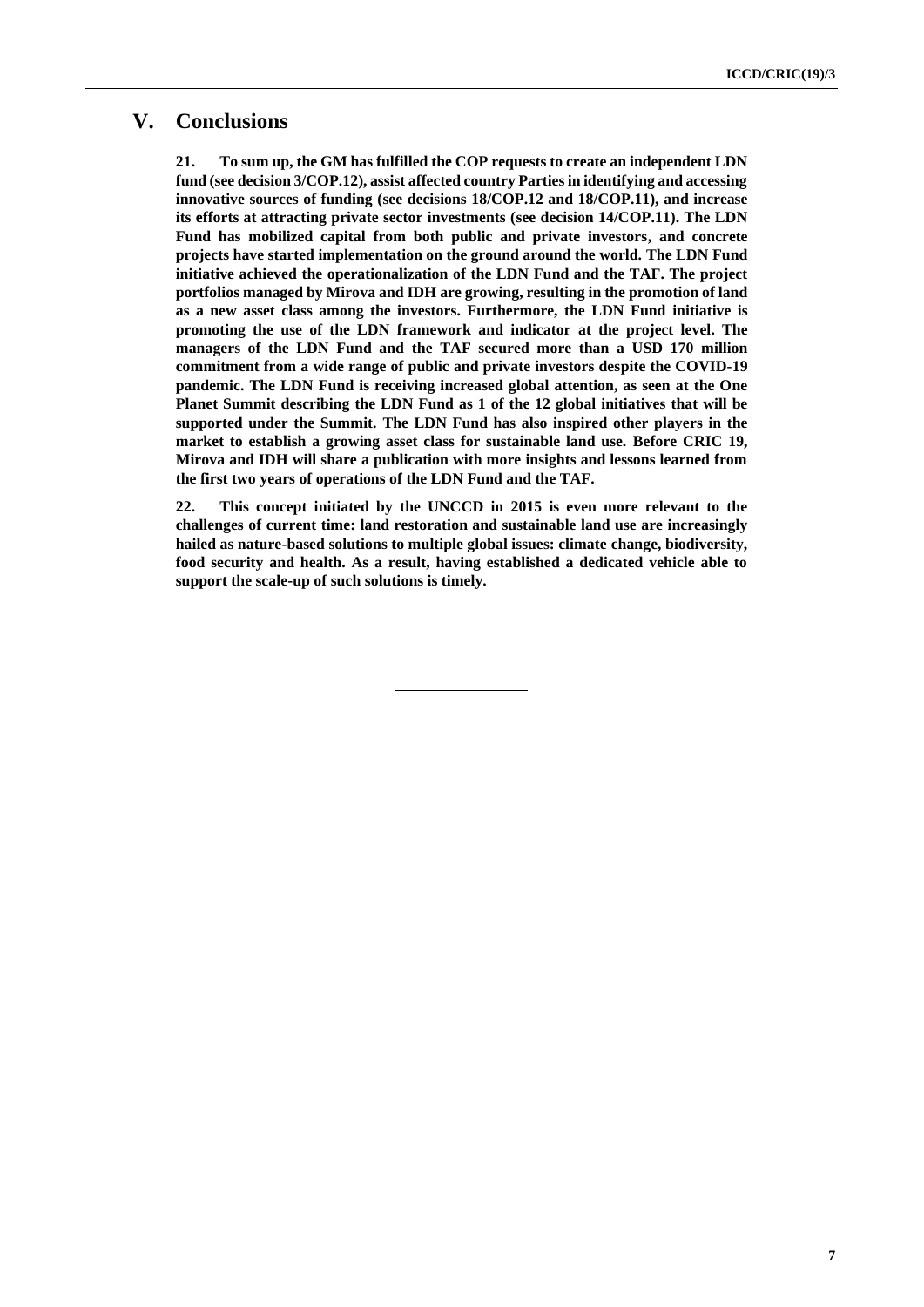## V. Conclusions

**21. To sum up, the GM has fulfilled the COP requests to create an independent LDN fund (see decision 3/COP.12), assist affected country Parties in identifying and accessing innovative sources of funding (see decisions 18/COP.12 and 18/COP.11), and increase its efforts at attracting private sector investments (see decision 14/COP.11). The LDN Fund has mobilized capital from both public and private investors, and concrete projects have started implementation on the ground around the world. The LDN Fund initiative achieved the operationalization of the LDN Fund and the TAF. The project portfolios managed by Mirova and IDH are growing, resulting in the promotion of land as a new asset class among the investors. Furthermore, the LDN Fund initiative is promoting the use of the LDN framework and indicator at the project level. The managers of the LDN Fund and the TAF secured more than a USD 170 million commitment from a wide range of public and private investors despite the COVID-19 pandemic. The LDN Fund is receiving increased global attention, as seen at the One Planet Summit describing the LDN Fund as 1 of the 12 global initiatives that will be supported under the Summit. The LDN Fund has also inspired other players in the market to establish a growing asset class for sustainable land use. Before CRIC 19, Mirova and IDH will share a publication with more insights and lessons learned from the first two years of operations of the LDN Fund and the TAF.**

**22. This concept initiated by the UNCCD in 2015 is even more relevant to the challenges of current time: land restoration and sustainable land use are increasingly hailed as nature-based solutions to multiple global issues: climate change, biodiversity, food security and health. As a result, having established a dedicated vehicle able to support the scale-up of such solutions is timely.**